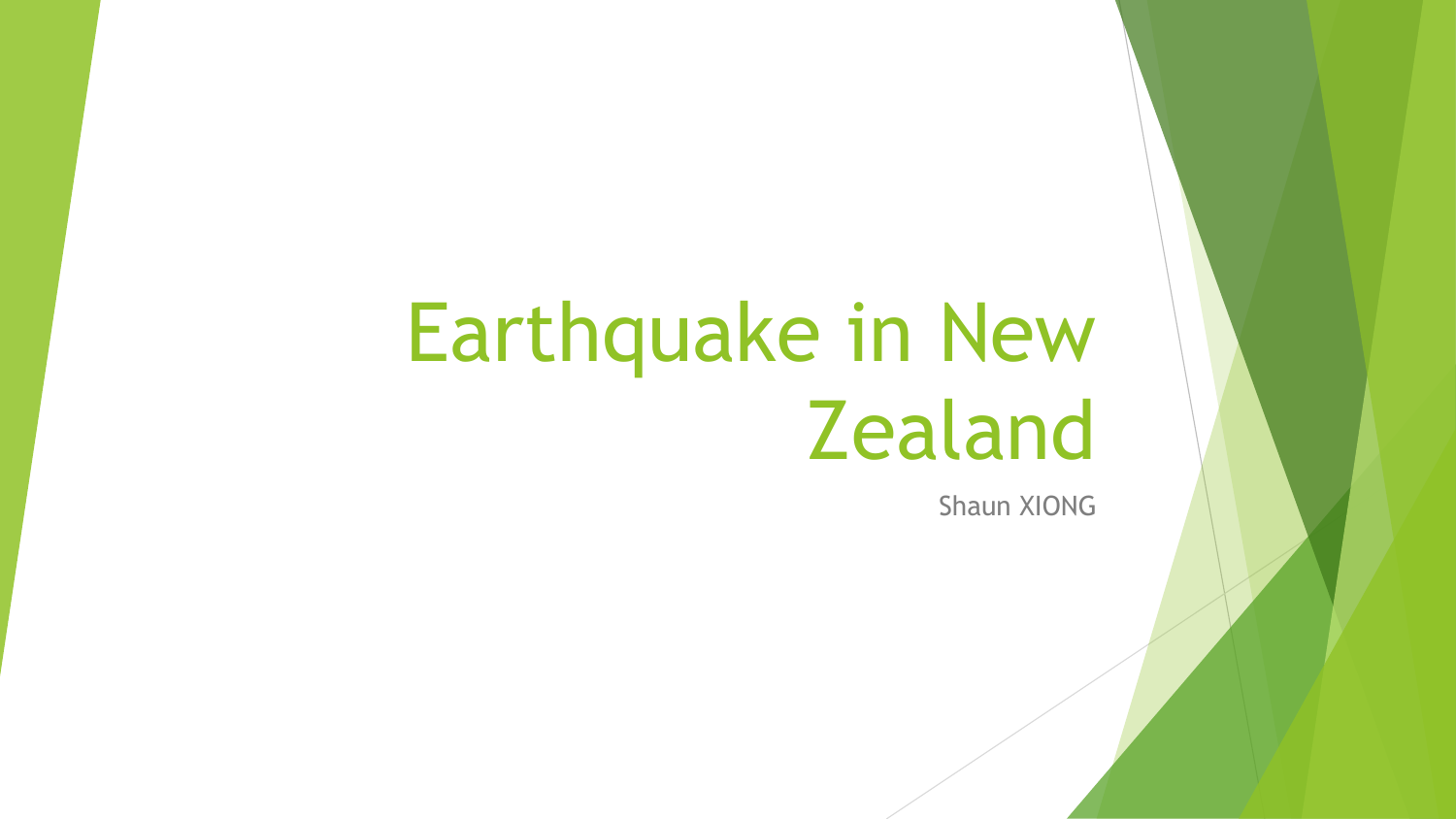# Earthquake in New Zealand

Shaun XIONG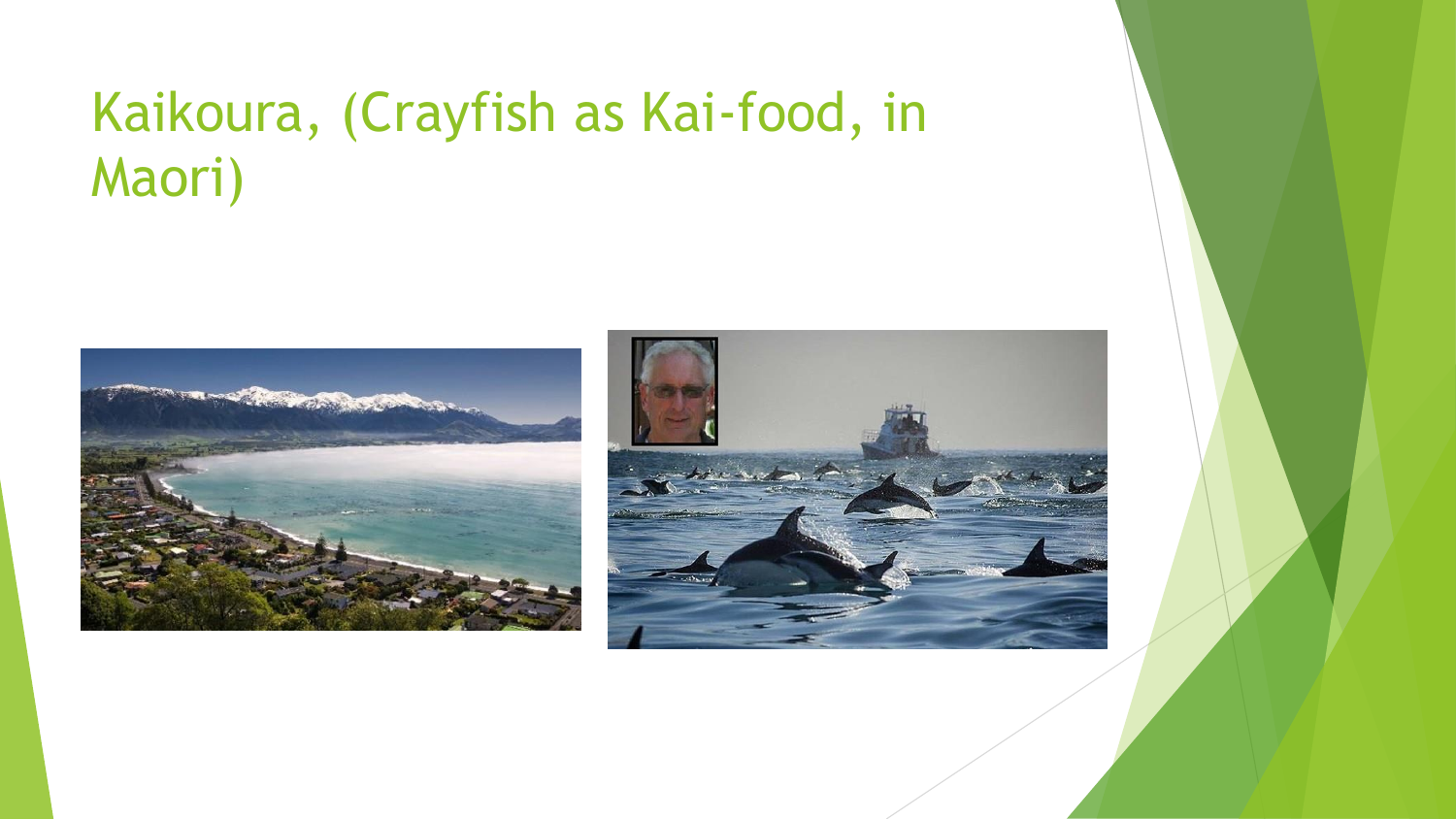# Kaikoura, (Crayfish as Kai-food, in Maori)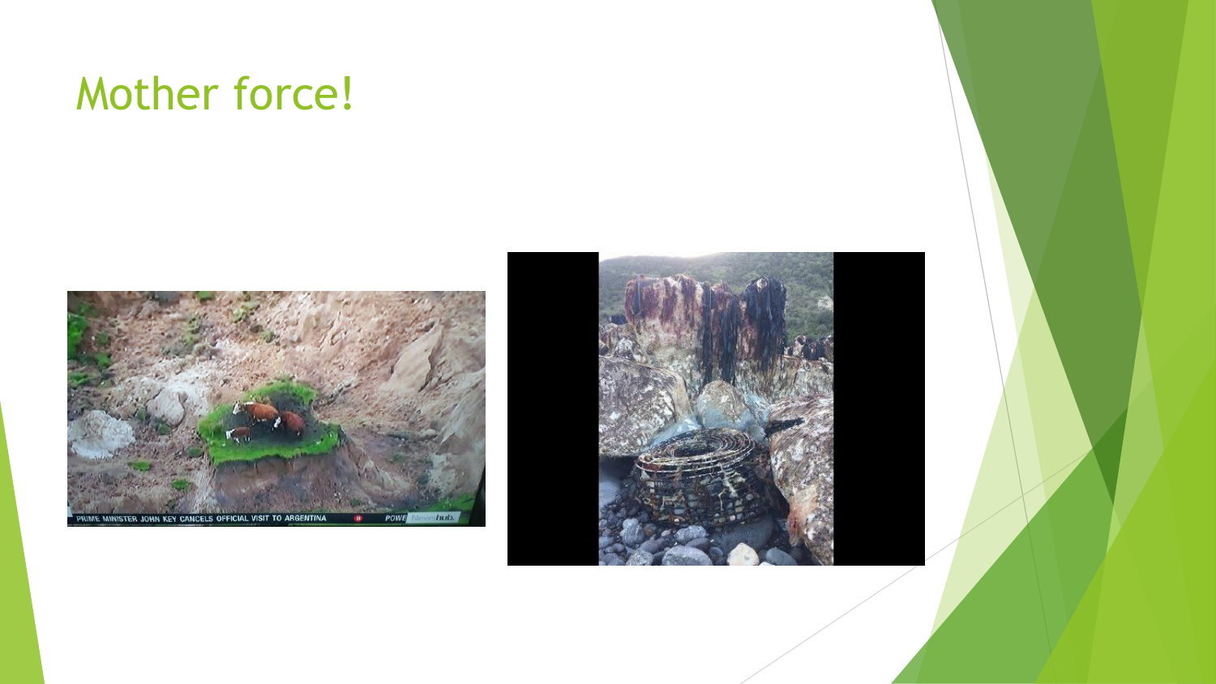# Mother force!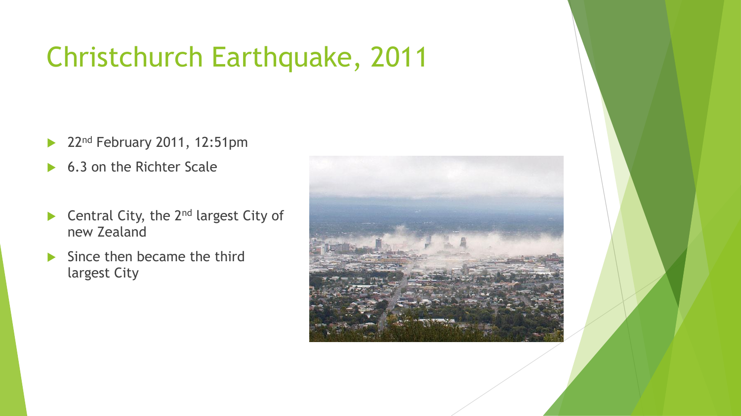# Christchurch Earthquake, 2011

- 22nd February 2011, 12:51pm
- 6.3 on the Richter Scale
- Central City, the 2nd largest City of new Zealand
- Since then became the third largest City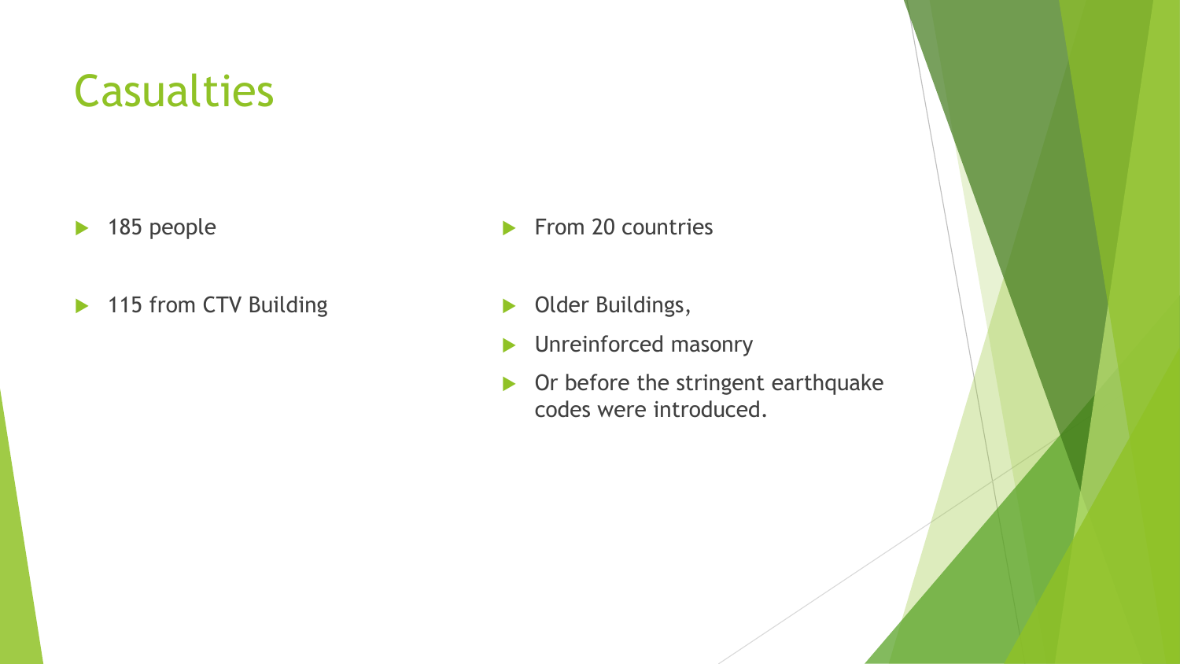# Casualties

- 185 people
- 115 from CTV Building
- From 20 countries
- Older Buildings,
- Unreinforced masonry
- Or before the stringent earthquake codes were introduced.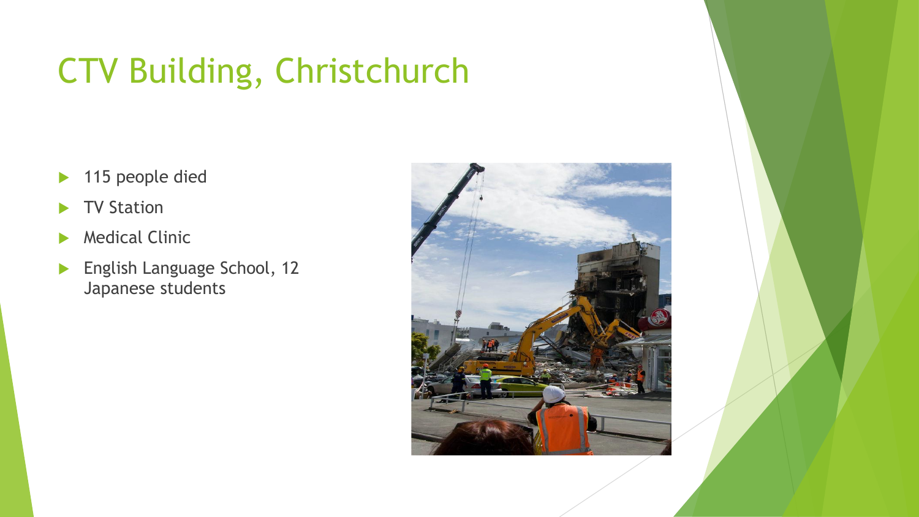# CTV Building, Christchurch

- 115 people died
- TV Station
- Medical Clinic
- English Language School, 12 Japanese students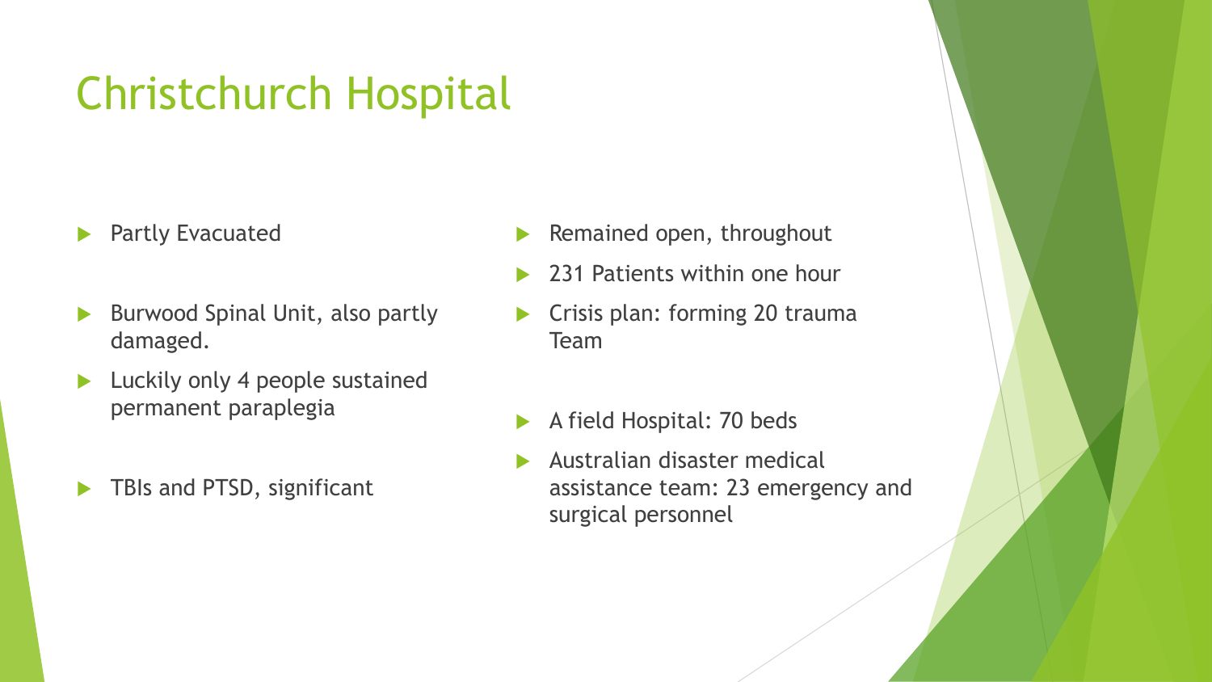# Christchurch Hospital

- Partly Evacuated
- Burwood Spinal Unit, also partly damaged.
- Luckily only 4 people sustained permanent paraplegia
- TBIs and PTSD, significant

- Remained open, throughout
- 231 Patients within one hour
- Crisis plan: forming 20 trauma Team
- A field Hospital: 70 beds
- Australian disaster medical assistance team: 23 emergency and surgical personnel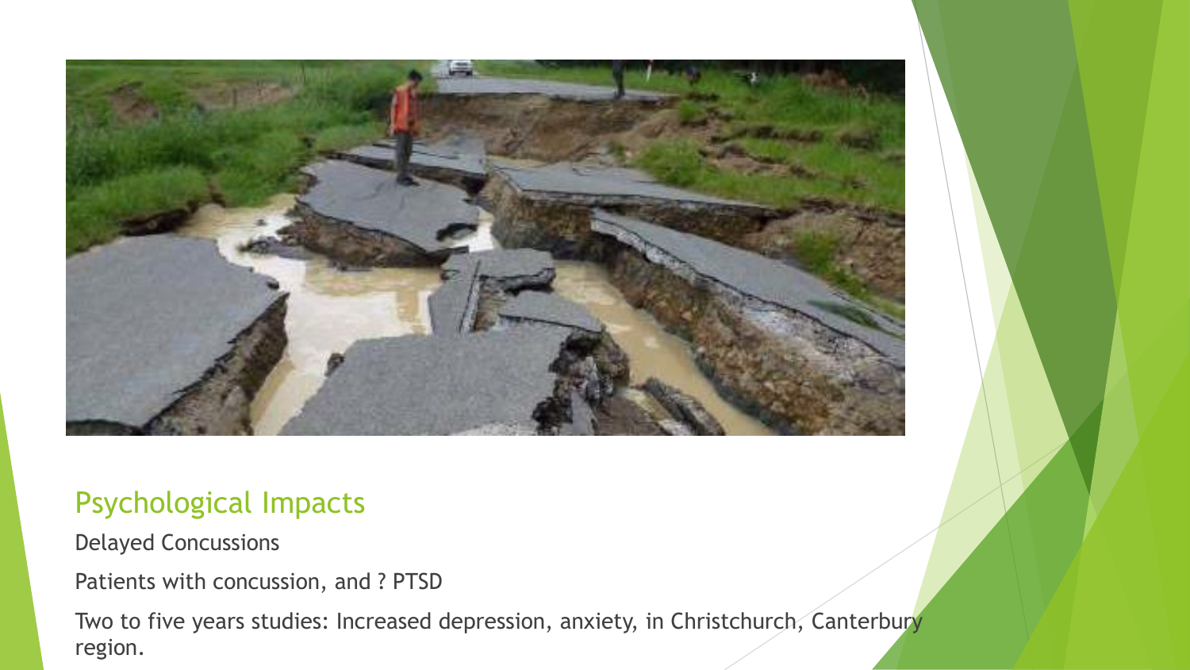## Psychological Impacts

Delayed Concussions

Patients with concussion, and ? PTSD

Two to five years studies: Increased depression, anxiety, in Christchurch, Canterbury region.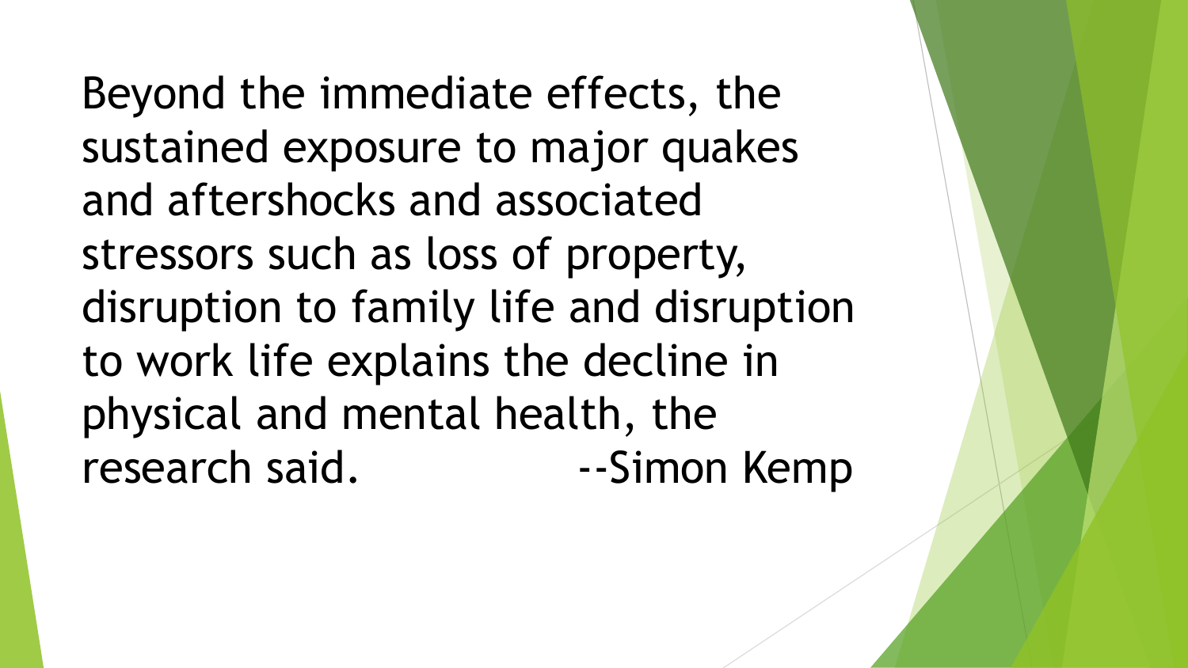Beyond the immediate effects, the sustained exposure to major quakes and aftershocks and associated stressors such as loss of property, disruption to family life and disruption to work life explains the decline in physical and mental health, the research said. --Simon Kemp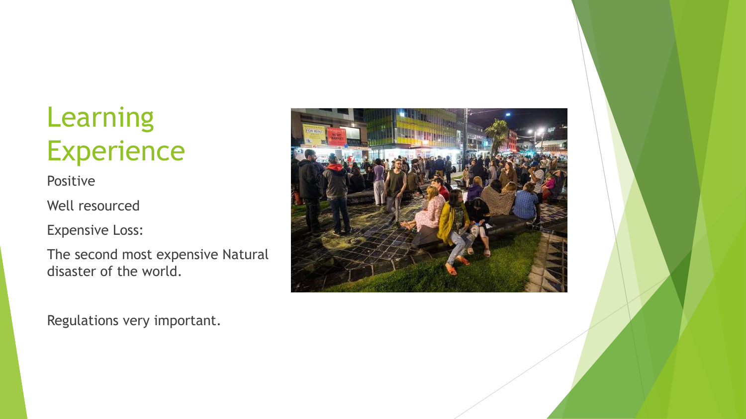# Learning Experience

Positive

Well resourced

Expensive Loss:

The second most expensive Natural disaster of the world.

Regulations very important.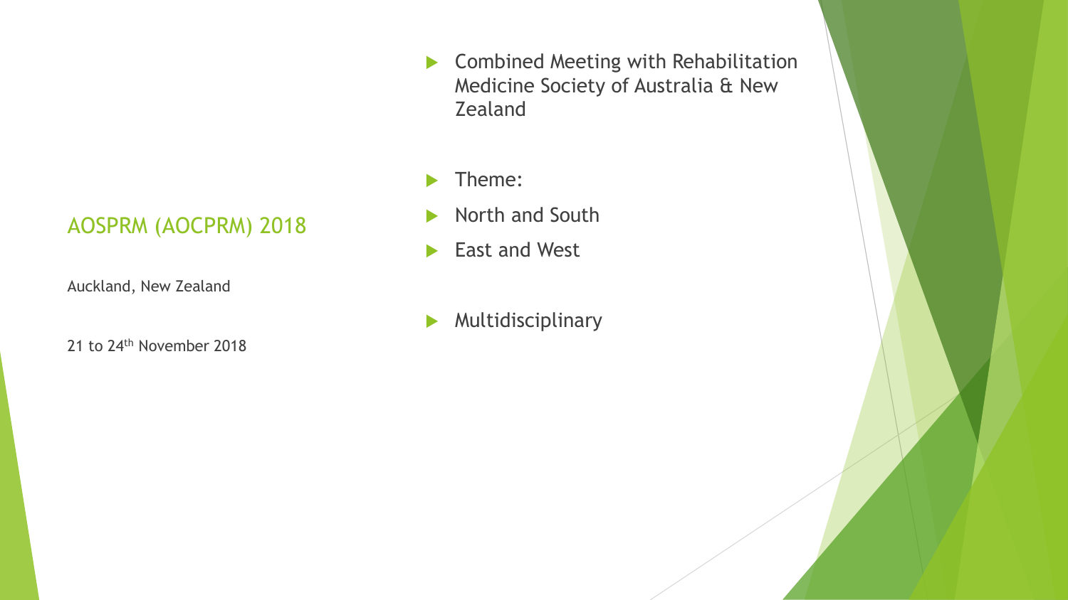## AOSPRM (AOCPRM) 2018

Auckland, New Zealand

21 to 24th November 2018

- Combined Meeting with Rehabilitation Medicine Society of Australia & New Zealand
- Theme:
- North and South
- East and West
- Multidisciplinary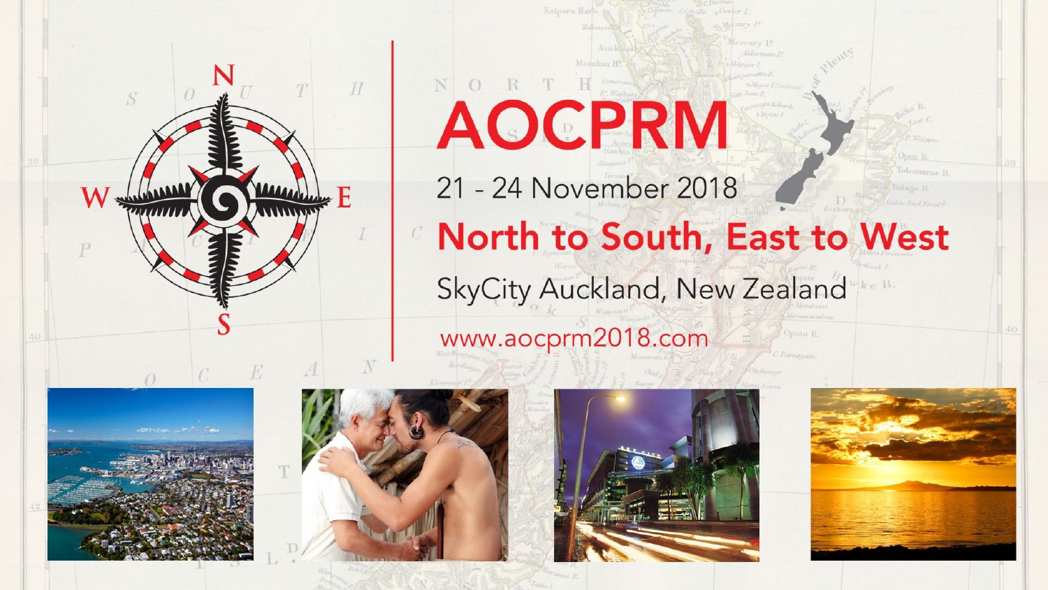# AOCPRM

21 - 24 November 2018

## North to South, East to West

SkyCity Auckland, New Zealand

www.aocprm2018.com